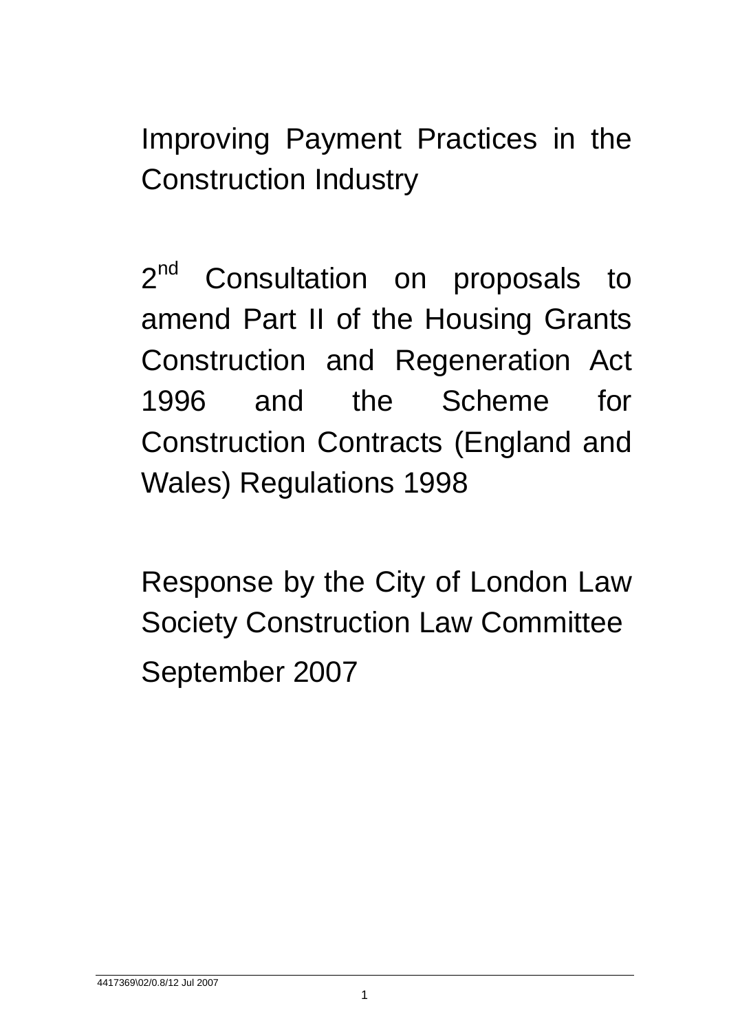# Improving Payment Practices in the Construction Industry

## 2nd Consultation on proposals to amend Part II of the Housing Grants Construction and Regeneration Act 1996 and the Scheme for Construction Contracts (England and Wales) Regulations 1998

Response by the City of London Law Society Construction Law Committee

September 2007

4417369\02/0.8/12 Jul 2007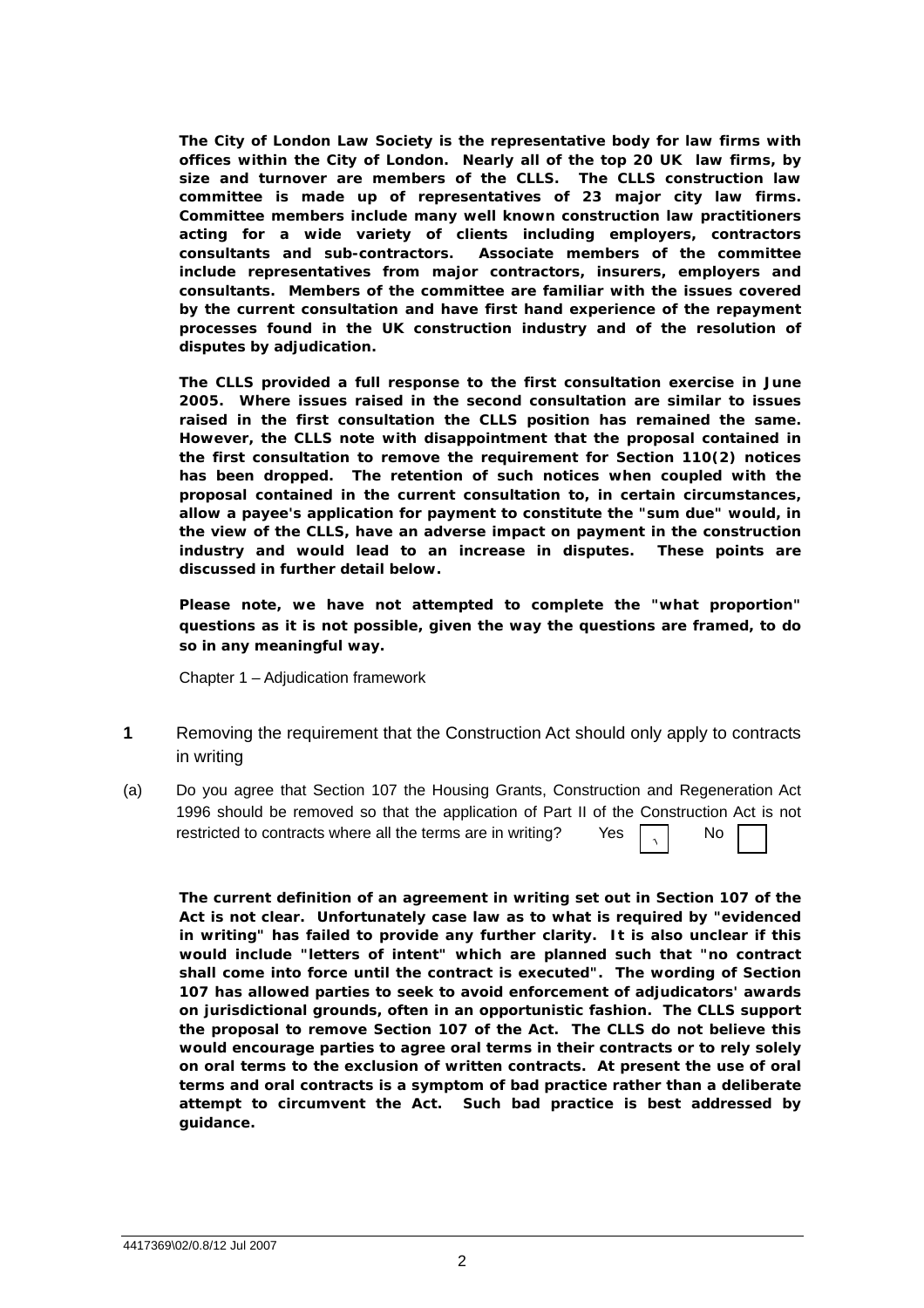**The City of London Law Society is the representative body for law firms with offices within the City of London. Nearly all of the top 20 UK law firms, by size and turnover are members of the CLLS. The CLLS construction law committee is made up of representatives of 23 major city law firms. Committee members include many well known construction law practitioners acting for a wide variety of clients including employers, contractors consultants and sub-contractors. Associate members of the committee include representatives from major contractors, insurers, employers and consultants. Members of the committee are familiar with the issues covered by the current consultation and have first hand experience of the repayment processes found in the UK construction industry and of the resolution of disputes by adjudication.**

**The CLLS provided a full response to the first consultation exercise in June 2005. Where issues raised in the second consultation are similar to issues raised in the first consultation the CLLS position has remained the same. However, the CLLS note with disappointment that the proposal contained in the first consultation to remove the requirement for Section 110(2) notices has been dropped. The retention of such notices when coupled with the proposal contained in the current consultation to, in certain circumstances, allow a payee's application for payment to constitute the "sum due" would, in the view of the CLLS, have an adverse impact on payment in the construction industry and would lead to an increase in disputes. These points are discussed in further detail below.**

**Please note, we have not attempted to complete the "what proportion" questions as it is not possible, given the way the questions are framed, to do so in any meaningful way.**

Chapter 1 – Adjudication framework

**1** Removing the requirement that the Construction Act should only apply to contracts in writing

(a) Do you agree that Section 107 the Housing Grants, Construction and Regeneration Act 1996 should be removed so that the application of Part II of the Construction Act is not restricted to contracts where all the terms are in writing? Yes [✓] No [ ]

**The current definition of an agreement in writing set out in Section 107 of the Act is not clear. Unfortunately case law as to what is required by "evidenced in writing" has failed to provide any further clarity. It is also unclear if this would include "letters of intent" which are planned such that "no contract shall come into force until the contract is executed". The wording of Section 107 has allowed parties to seek to avoid enforcement of adjudicators' awards on jurisdictional grounds, often in an opportunistic fashion. The CLLS support the proposal to remove Section 107 of the Act. The CLLS do not believe this would encourage parties to agree oral terms in their contracts or to rely solely on oral terms to the exclusion of written contracts. At present the use of oral terms and oral contracts is a symptom of bad practice rather than a deliberate attempt to circumvent the Act. Such bad practice is best addressed by guidance.**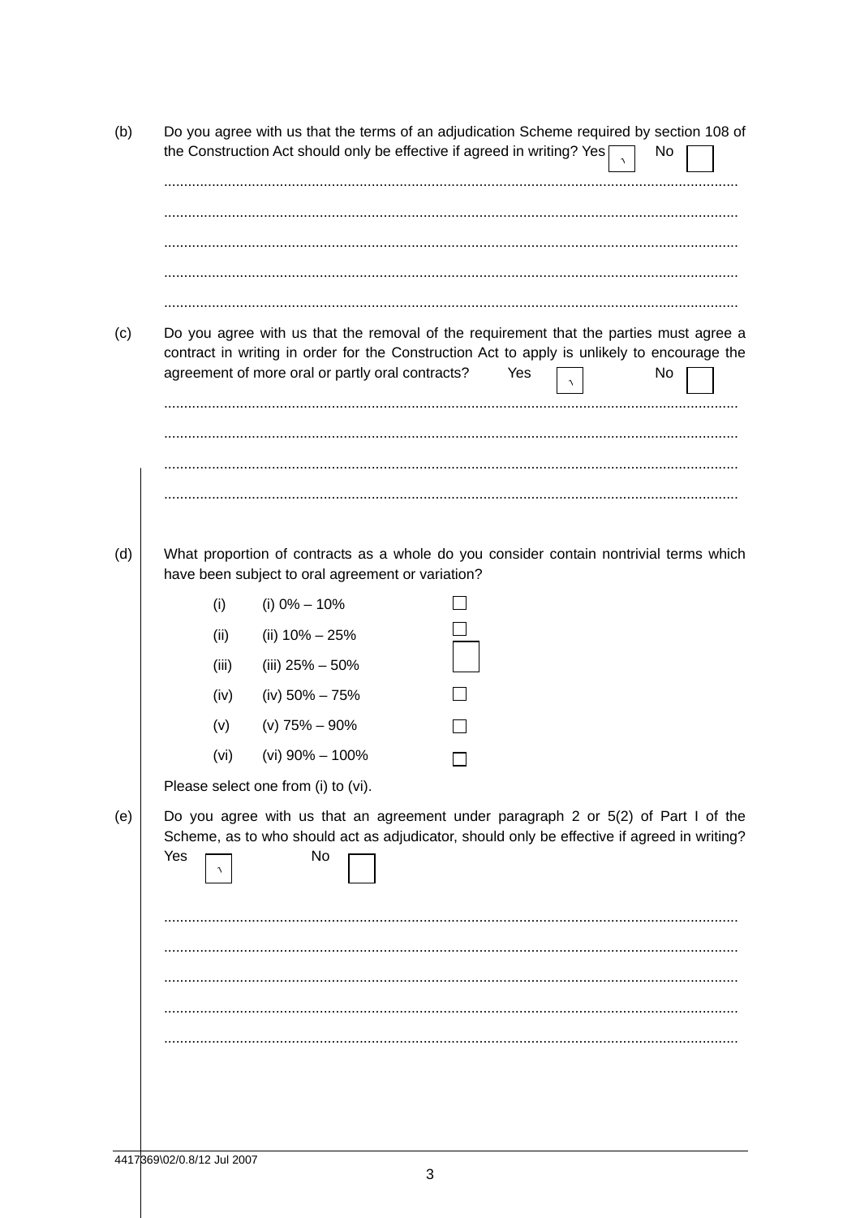(b) Do you agree with us that the terms of an adjudication Scheme required by section 108 of the Construction Act should only be effective if agreed in writing? Yes [✓] No [ ]

.............................................................................................................................................

.............................................................................................................................................

.............................................................................................................................................

.............................................................................................................................................

.............................................................................................................................................

(c) Do you agree with us that the removal of the requirement that the parties must agree a contract in writing in order for the Construction Act to apply is unlikely to encourage the agreement of more oral or partly oral contracts? Yes [✓] No [ ]

.............................................................................................................................................

.............................................................................................................................................

.............................................................................................................................................

.............................................................................................................................................

(d) What proportion of contracts as a whole do you consider contain nontrivial terms which have been subject to oral agreement or variation?

- (i) (i) 0% – 10% [ ]
- (ii) (ii) 10% – 25% [ ]
- (iii) (iii) 25% – 50% [ ]
- (iv) (iv) 50% – 75% [ ]
- (v) (v) 75% – 90% [ ]
- (vi) (vi) 90% – 100% [ ]

Please select one from (i) to (vi).

(e) Do you agree with us that an agreement under paragraph 2 or 5(2) of Part I of the Scheme, as to who should act as adjudicator, should only be effective if agreed in writing? Yes [✓] No [ ]

.............................................................................................................................................

.............................................................................................................................................

.............................................................................................................................................

.............................................................................................................................................

.............................................................................................................................................

4417369\02/0.8/12 Jul 2007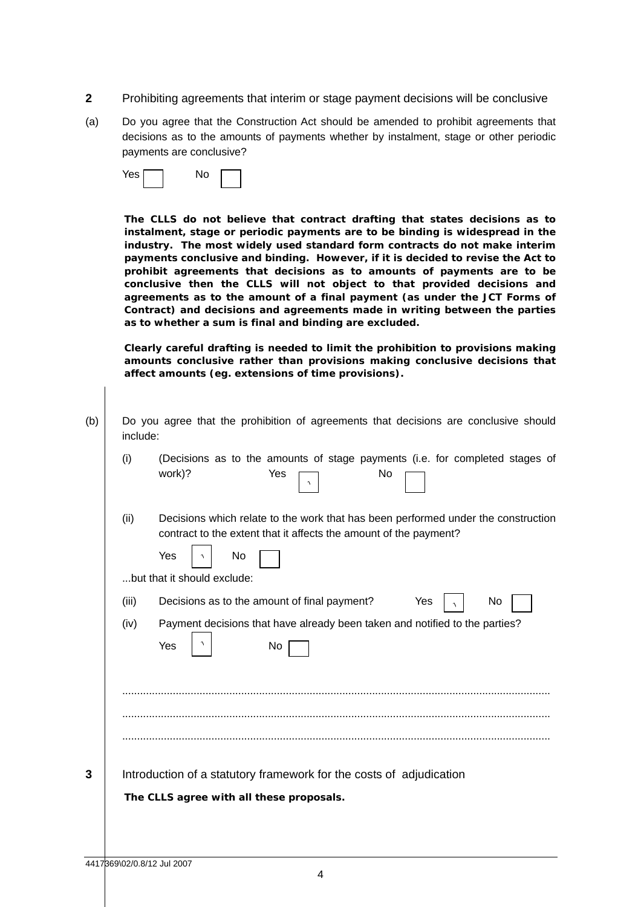**2** Prohibiting agreements that interim or stage payment decisions will be conclusive

(a) Do you agree that the Construction Act should be amended to prohibit agreements that decisions as to the amounts of payments whether by instalment, stage or other periodic payments are conclusive?

Yes ☐ No ☐

**The CLLS do not believe that contract drafting that states decisions as to instalment, stage or periodic payments are to be binding is widespread in the industry. The most widely used standard form contracts do not make interim payments conclusive and binding. However, if it is decided to revise the Act to prohibit agreements that decisions as to amounts of payments are to be conclusive then the CLLS will not object to that provided decisions and agreements as to the amount of a final payment (as under the JCT Forms of Contract) and decisions and agreements made in writing between the parties as to whether a sum is final and binding are excluded.**

**Clearly careful drafting is needed to limit the prohibition to provisions making amounts conclusive rather than provisions making conclusive decisions that affect amounts (eg. extensions of time provisions).**

(b) Do you agree that the prohibition of agreements that decisions are conclusive should include:

(i) (Decisions as to the amounts of stage payments (i.e. for completed stages of work)? Yes ☑ No ☐

(ii) Decisions which relate to the work that has been performed under the construction contract to the extent that it affects the amount of the payment?

Yes ☑ No ☐

...but that it should exclude:

(iii) Decisions as to the amount of final payment? Yes ☑ No ☐

(iv) Payment decisions that have already been taken and notified to the parties?

Yes ☑ No ☐

..............................................................................................................................................

..............................................................................................................................................

..............................................................................................................................................

**3** Introduction of a statutory framework for the costs of adjudication

**The CLLS agree with all these proposals.**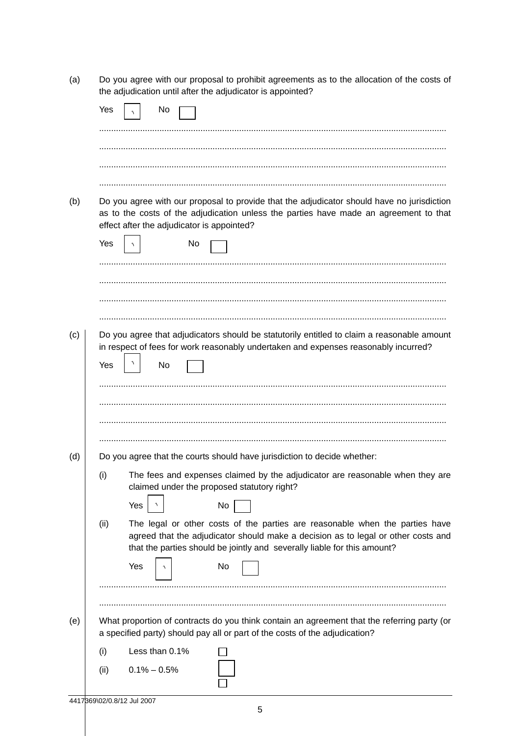(a) Do you agree with our proposal to prohibit agreements as to the allocation of the costs of the adjudication until after the adjudicator is appointed?

Yes [√] No [ ]

..............................................................................................................................................

..............................................................................................................................................

..............................................................................................................................................

..............................................................................................................................................

(b) Do you agree with our proposal to provide that the adjudicator should have no jurisdiction as to the costs of the adjudication unless the parties have made an agreement to that effect after the adjudicator is appointed?

Yes [√] No [ ]

..............................................................................................................................................

..............................................................................................................................................

..............................................................................................................................................

..............................................................................................................................................

(c) Do you agree that adjudicators should be statutorily entitled to claim a reasonable amount in respect of fees for work reasonably undertaken and expenses reasonably incurred?

Yes [√] No [ ]

..............................................................................................................................................

..............................................................................................................................................

..............................................................................................................................................

..............................................................................................................................................

(d) Do you agree that the courts should have jurisdiction to decide whether:

(i) The fees and expenses claimed by the adjudicator are reasonable when they are claimed under the proposed statutory right?

Yes [√] No [ ]

(ii) The legal or other costs of the parties are reasonable when the parties have agreed that the adjudicator should make a decision as to legal or other costs and that the parties should be jointly and severally liable for this amount?

Yes [√] No [ ]

..............................................................................................................................................

..............................................................................................................................................

(e) What proportion of contracts do you think contain an agreement that the referring party (or a specified party) should pay all or part of the costs of the adjudication?

(i) Less than 0.1% [ ]

(ii) 0.1% – 0.5% [ ]

[ ]

4417369\02/0.8/12 Jul 2007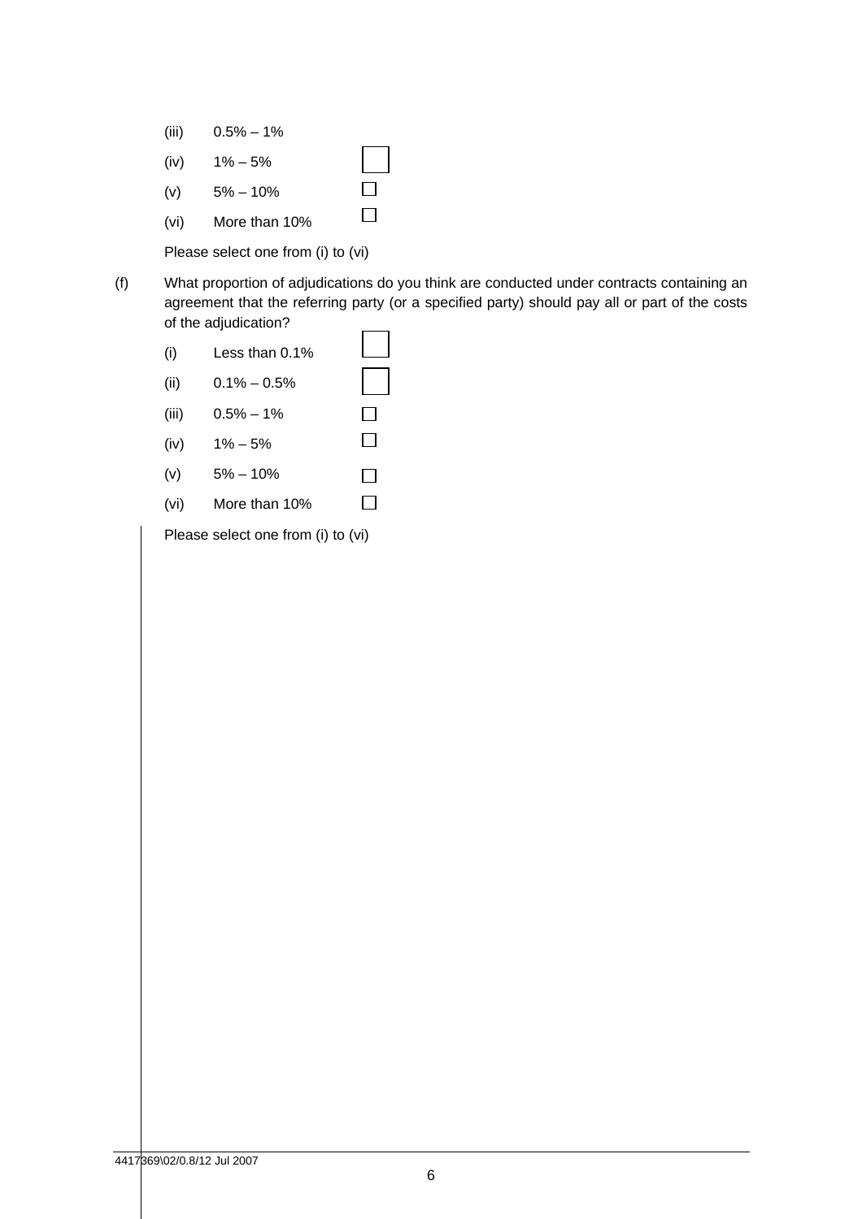(iii) 0.5% – 1%

(iv) 1% – 5% ☐

(v) 5% – 10% ☐

(vi) More than 10% ☐

Please select one from (i) to (vi)

(f) What proportion of adjudications do you think are conducted under contracts containing an agreement that the referring party (or a specified party) should pay all or part of the costs of the adjudication?

(i) Less than 0.1% ☐

(ii) 0.1% – 0.5% ☐

(iii) 0.5% – 1% ☐

(iv) 1% – 5% ☐

(v) 5% – 10% ☐

(vi) More than 10% ☐

Please select one from (i) to (vi)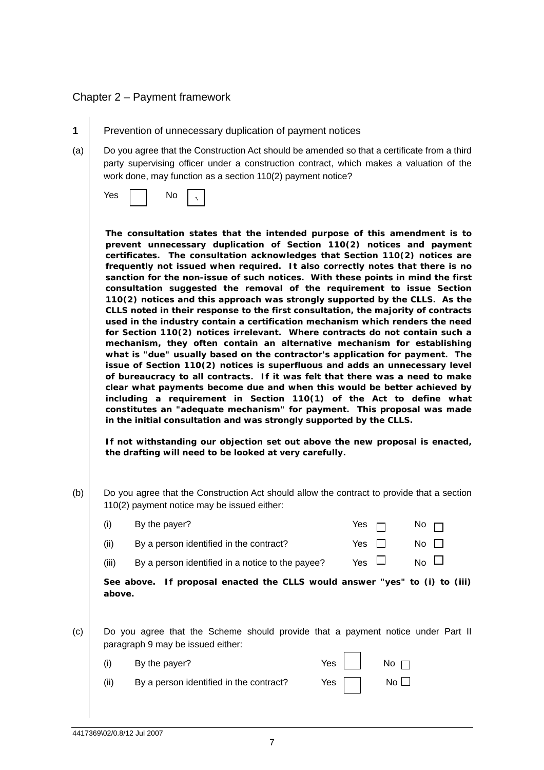## Chapter 2 – Payment framework

**1** Prevention of unnecessary duplication of payment notices

(a) Do you agree that the Construction Act should be amended so that a certificate from a third party supervising officer under a construction contract, which makes a valuation of the work done, may function as a section 110(2) payment notice?

Yes ☐ No ☑

**The consultation states that the intended purpose of this amendment is to prevent unnecessary duplication of Section 110(2) notices and payment certificates. The consultation acknowledges that Section 110(2) notices are frequently not issued when required. It also correctly notes that there is no sanction for the non-issue of such notices. With these points in mind the first consultation suggested the removal of the requirement to issue Section 110(2) notices and this approach was strongly supported by the CLLS. As the CLLS noted in their response to the first consultation, the majority of contracts used in the industry contain a certification mechanism which renders the need for Section 110(2) notices irrelevant. Where contracts do not contain such a mechanism, they often contain an alternative mechanism for establishing what is "due" usually based on the contractor's application for payment. The issue of Section 110(2) notices is superfluous and adds an unnecessary level of bureaucracy to all contracts. If it was felt that there was a need to make clear what payments become due and when this would be better achieved by including a requirement in Section 110(1) of the Act to define what constitutes an "adequate mechanism" for payment. This proposal was made in the initial consultation and was strongly supported by the CLLS.**

**If not withstanding our objection set out above the new proposal is enacted, the drafting will need to be looked at very carefully.**

(b) Do you agree that the Construction Act should allow the contract to provide that a section 110(2) payment notice may be issued either:

| | | | |
|---|---|---|---|
| (i) | By the payer? | Yes ☐ | No ☐ |
| (ii) | By a person identified in the contract? | Yes ☐ | No ☐ |
| (iii) | By a person identified in a notice to the payee? | Yes ☐ | No ☐ |

**See above. If proposal enacted the CLLS would answer "yes" to (i) to (iii) above.**

(c) Do you agree that the Scheme should provide that a payment notice under Part II paragraph 9 may be issued either:

| | | | |
|---|---|---|---|
| (i) | By the payer? | Yes ☐ | No ☐ |
| (ii) | By a person identified in the contract? | Yes ☐ | No ☐ |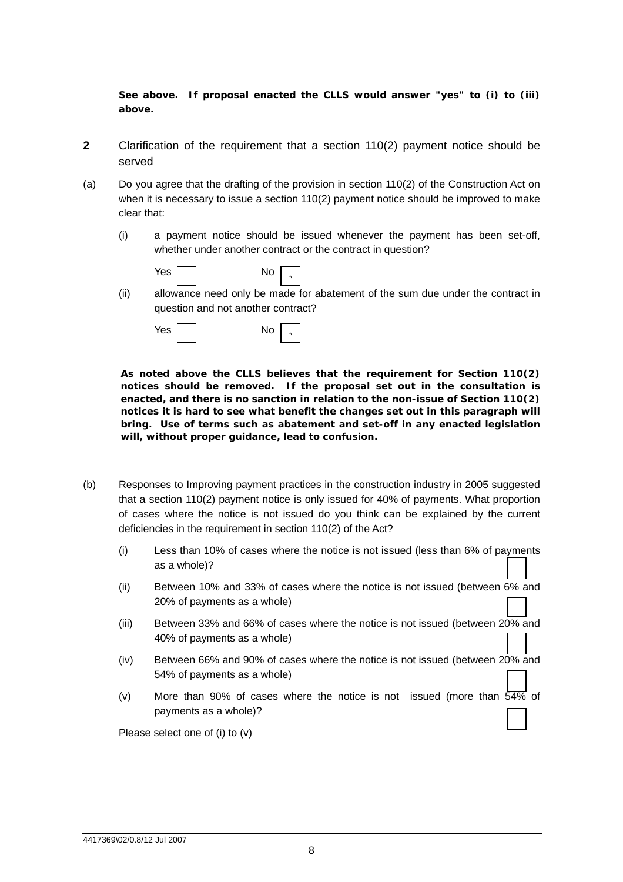**See above. If proposal enacted the CLLS would answer "yes" to (i) to (iii) above.**

**2** Clarification of the requirement that a section 110(2) payment notice should be served

(a) Do you agree that the drafting of the provision in section 110(2) of the Construction Act on when it is necessary to issue a section 110(2) payment notice should be improved to make clear that:

(i) a payment notice should be issued whenever the payment has been set-off, whether under another contract or the contract in question?

Yes ☐ No ☑

(ii) allowance need only be made for abatement of the sum due under the contract in question and not another contract?

Yes ☐ No ☑

**As noted above the CLLS believes that the requirement for Section 110(2) notices should be removed. If the proposal set out in the consultation is enacted, and there is no sanction in relation to the non-issue of Section 110(2) notices it is hard to see what benefit the changes set out in this paragraph will bring. Use of terms such as abatement and set-off in any enacted legislation will, without proper guidance, lead to confusion.**

(b) Responses to Improving payment practices in the construction industry in 2005 suggested that a section 110(2) payment notice is only issued for 40% of payments. What proportion of cases where the notice is not issued do you think can be explained by the current deficiencies in the requirement in section 110(2) of the Act?

(i) Less than 10% of cases where the notice is not issued (less than 6% of payments as a whole)? ☐

(ii) Between 10% and 33% of cases where the notice is not issued (between 6% and 20% of payments as a whole) ☐

(iii) Between 33% and 66% of cases where the notice is not issued (between 20% and 40% of payments as a whole) ☐

(iv) Between 66% and 90% of cases where the notice is not issued (between 20% and 54% of payments as a whole) ☐

(v) More than 90% of cases where the notice is not issued (more than 54% of payments as a whole)? ☐

Please select one of (i) to (v)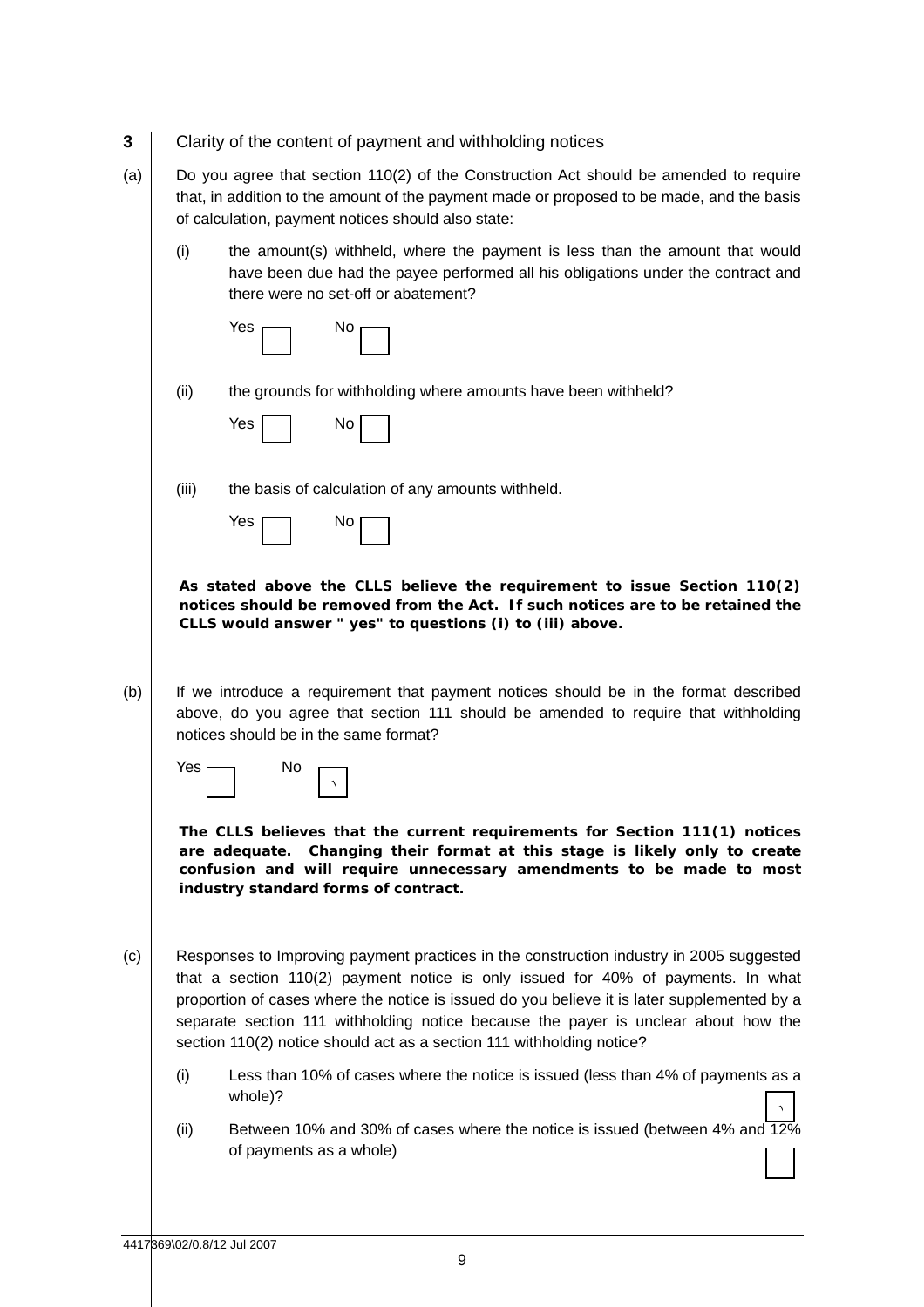**3** Clarity of the content of payment and withholding notices

(a) Do you agree that section 110(2) of the Construction Act should be amended to require that, in addition to the amount of the payment made or proposed to be made, and the basis of calculation, payment notices should also state:

(i) the amount(s) withheld, where the payment is less than the amount that would have been due had the payee performed all his obligations under the contract and there were no set-off or abatement?

Yes ☐ No ☐

(ii) the grounds for withholding where amounts have been withheld?

Yes ☐ No ☐

(iii) the basis of calculation of any amounts withheld.

Yes ☐ No ☐

**As stated above the CLLS believe the requirement to issue Section 110(2) notices should be removed from the Act. If such notices are to be retained the CLLS would answer "yes" to questions (i) to (iii) above.**

(b) If we introduce a requirement that payment notices should be in the format described above, do you agree that section 111 should be amended to require that withholding notices should be in the same format?

Yes ☐ No ☑

**The CLLS believes that the current requirements for Section 111(1) notices are adequate. Changing their format at this stage is likely only to create confusion and will require unnecessary amendments to be made to most industry standard forms of contract.**

(c) Responses to Improving payment practices in the construction industry in 2005 suggested that a section 110(2) payment notice is only issued for 40% of payments. In what proportion of cases where the notice is issued do you believe it is later supplemented by a separate section 111 withholding notice because the payer is unclear about how the section 110(2) notice should act as a section 111 withholding notice?

(i) Less than 10% of cases where the notice is issued (less than 4% of payments as a whole)? ☑

(ii) Between 10% and 30% of cases where the notice is issued (between 4% and 12% of payments as a whole) ☐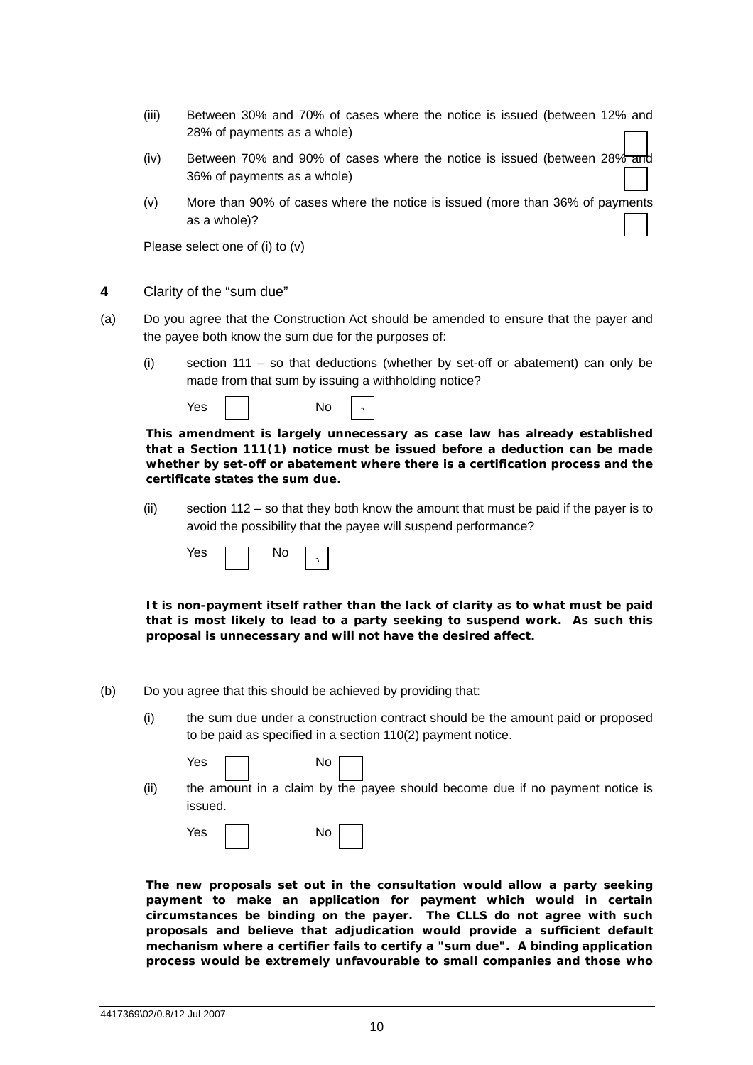(iii) Between 30% and 70% of cases where the notice is issued (between 12% and 28% of payments as a whole)

(iv) Between 70% and 90% of cases where the notice is issued (between 28% and 36% of payments as a whole)

(v) More than 90% of cases where the notice is issued (more than 36% of payments as a whole)?

Please select one of (i) to (v)

**4** Clarity of the "sum due"

(a) Do you agree that the Construction Act should be amended to ensure that the payer and the payee both know the sum due for the purposes of:

(i) section 111 – so that deductions (whether by set-off or abatement) can only be made from that sum by issuing a withholding notice?

Yes ☐ No ☑

**This amendment is largely unnecessary as case law has already established that a Section 111(1) notice must be issued before a deduction can be made whether by set-off or abatement where there is a certification process and the certificate states the sum due.**

(ii) section 112 – so that they both know the amount that must be paid if the payer is to avoid the possibility that the payee will suspend performance?

Yes ☐ No ☑

**It is non-payment itself rather than the lack of clarity as to what must be paid that is most likely to lead to a party seeking to suspend work. As such this proposal is unnecessary and will not have the desired affect.**

(b) Do you agree that this should be achieved by providing that:

(i) the sum due under a construction contract should be the amount paid or proposed to be paid as specified in a section 110(2) payment notice.

Yes ☐ No ☐

(ii) the amount in a claim by the payee should become due if no payment notice is issued.

Yes ☐ No ☐

**The new proposals set out in the consultation would allow a party seeking payment to make an application for payment which would in certain circumstances be binding on the payer. The CLLS do not agree with such proposals and believe that adjudication would provide a sufficient default mechanism where a certifier fails to certify a "sum due". A binding application process would be extremely unfavourable to small companies and those who**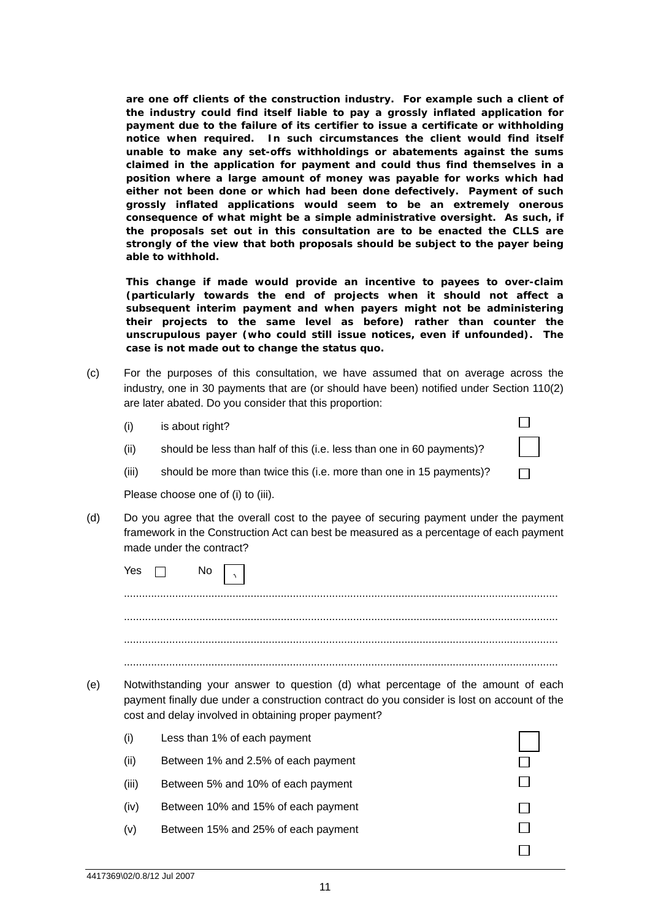**are one off clients of the construction industry. For example such a client of the industry could find itself liable to pay a grossly inflated application for payment due to the failure of its certifier to issue a certificate or withholding notice when required. In such circumstances the client would find itself unable to make any set-offs withholdings or abatements against the sums claimed in the application for payment and could thus find themselves in a position where a large amount of money was payable for works which had either not been done or which had been done defectively. Payment of such grossly inflated applications would seem to be an extremely onerous consequence of what might be a simple administrative oversight. As such, if the proposals set out in this consultation are to be enacted the CLLS are strongly of the view that both proposals should be subject to the payer being able to withhold.**

**This change if made would provide an incentive to payees to over-claim (particularly towards the end of projects when it should not affect a subsequent interim payment and when payers might not be administering their projects to the same level as before) rather than counter the unscrupulous payer (who could still issue notices, even if unfounded). The case is not made out to change the status quo.**

(c) For the purposes of this consultation, we have assumed that on average across the industry, one in 30 payments that are (or should have been) notified under Section 110(2) are later abated. Do you consider that this proportion:

- (i) is about right? ☐
- (ii) should be less than half of this (i.e. less than one in 60 payments)? ☐
- (iii) should be more than twice this (i.e. more than one in 15 payments)? ☐

Please choose one of (i) to (iii).

(d) Do you agree that the overall cost to the payee of securing payment under the payment framework in the Construction Act can best be measured as a percentage of each payment made under the contract?

Yes ☐ No ☑

..............................................................................................................................................

..............................................................................................................................................

..............................................................................................................................................

..............................................................................................................................................

(e) Notwithstanding your answer to question (d) what percentage of the amount of each payment finally due under a construction contract do you consider is lost on account of the cost and delay involved in obtaining proper payment?

- (i) Less than 1% of each payment ☐
- (ii) Between 1% and 2.5% of each payment ☐
- (iii) Between 5% and 10% of each payment ☐
- (iv) Between 10% and 15% of each payment ☐
- (v) Between 15% and 25% of each payment ☐

☐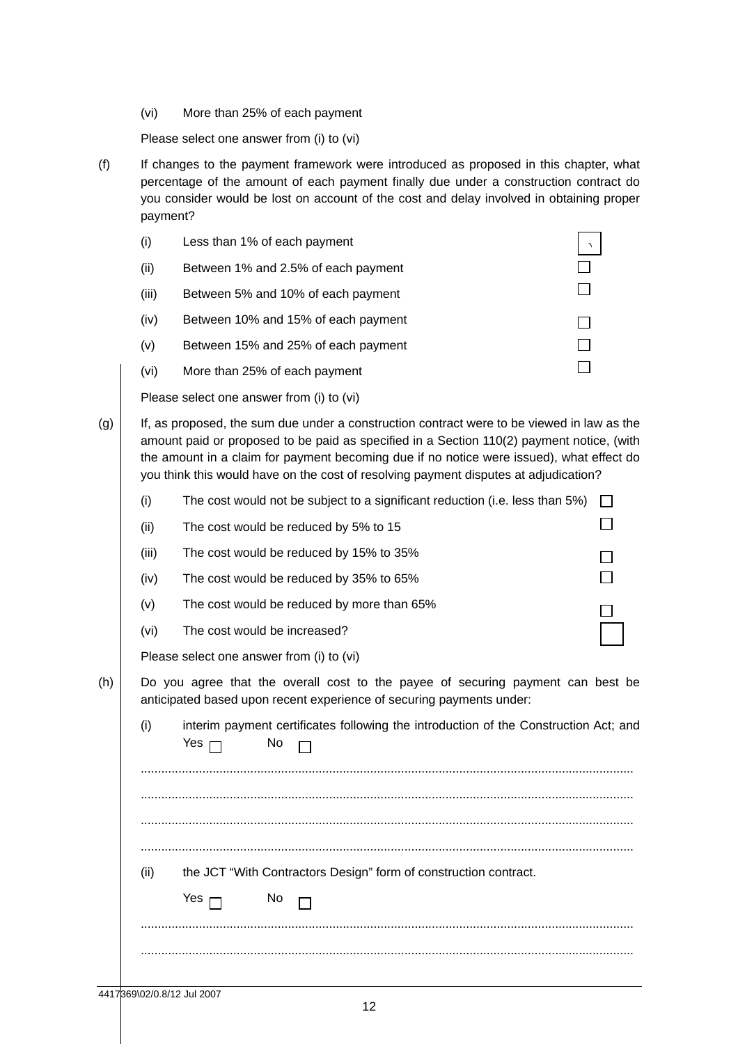(vi) More than 25% of each payment

Please select one answer from (i) to (vi)

(f) If changes to the payment framework were introduced as proposed in this chapter, what percentage of the amount of each payment finally due under a construction contract do you consider would be lost on account of the cost and delay involved in obtaining proper payment?

(i) Less than 1% of each payment ☐

(ii) Between 1% and 2.5% of each payment ☐

(iii) Between 5% and 10% of each payment ☐

(iv) Between 10% and 15% of each payment ☐

(v) Between 15% and 25% of each payment ☐

(vi) More than 25% of each payment ☐

Please select one answer from (i) to (vi)

(g) If, as proposed, the sum due under a construction contract were to be viewed in law as the amount paid or proposed to be paid as specified in a Section 110(2) payment notice, (with the amount in a claim for payment becoming due if no notice were issued), what effect do you think this would have on the cost of resolving payment disputes at adjudication?

(i) The cost would not be subject to a significant reduction (i.e. less than 5%) ☐

(ii) The cost would be reduced by 5% to 15 ☐

(iii) The cost would be reduced by 15% to 35% ☐

(iv) The cost would be reduced by 35% to 65% ☐

(v) The cost would be reduced by more than 65% ☐

(vi) The cost would be increased? ☐

Please select one answer from (i) to (vi)

(h) Do you agree that the overall cost to the payee of securing payment can best be anticipated based upon recent experience of securing payments under:

(i) interim payment certificates following the introduction of the Construction Act; and

Yes ☐ No ☐

..............................................................................................................................................

..............................................................................................................................................

..............................................................................................................................................

..............................................................................................................................................

(ii) the JCT "With Contractors Design" form of construction contract.

Yes ☐ No ☐

..............................................................................................................................................

..............................................................................................................................................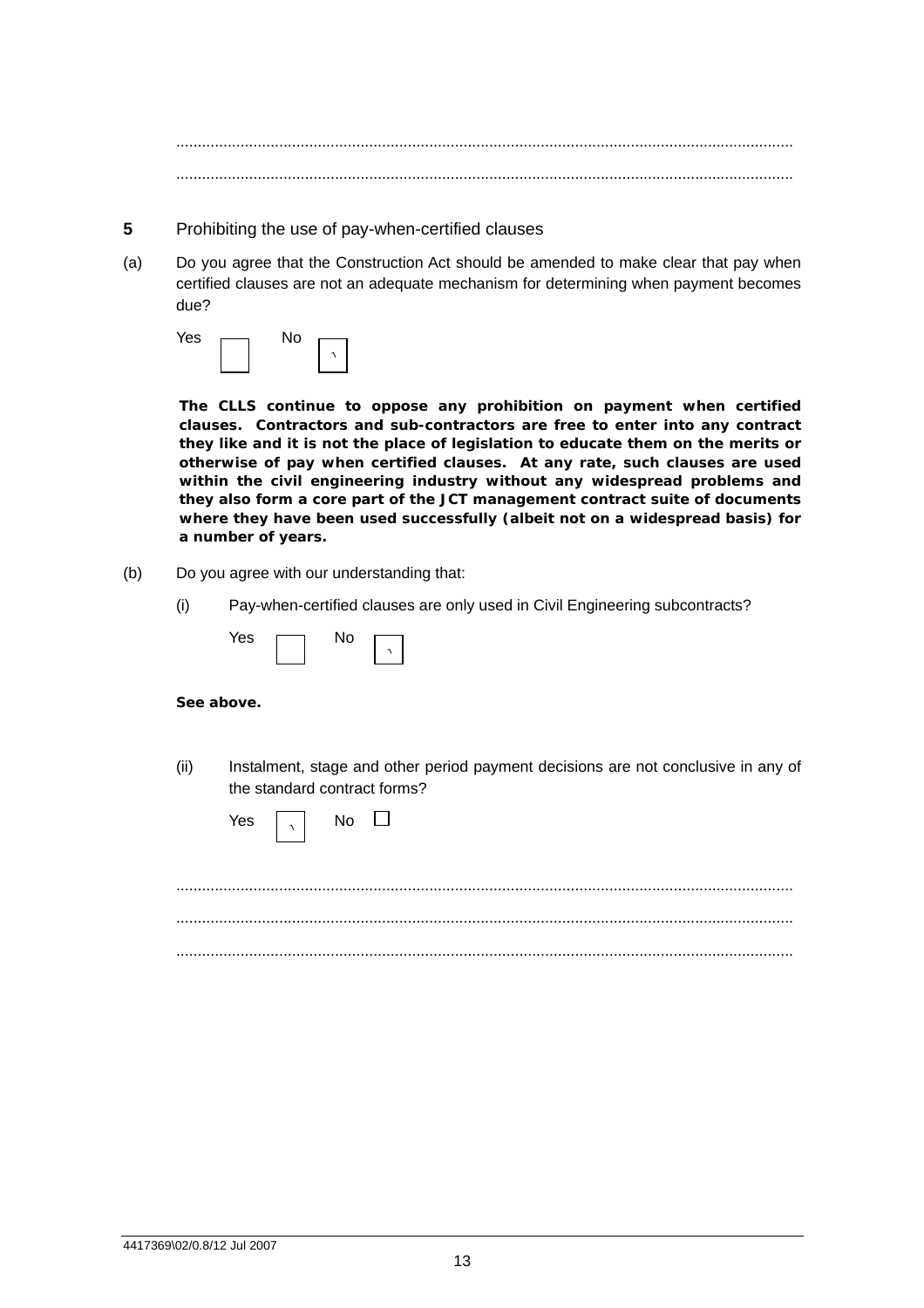..............................................................................................................................................

..............................................................................................................................................

**5** Prohibiting the use of pay-when-certified clauses

(a) Do you agree that the Construction Act should be amended to make clear that pay when certified clauses are not an adequate mechanism for determining when payment becomes due?

Yes ☐ No ☒

**The CLLS continue to oppose any prohibition on payment when certified clauses. Contractors and sub-contractors are free to enter into any contract they like and it is not the place of legislation to educate them on the merits or otherwise of pay when certified clauses. At any rate, such clauses are used within the civil engineering industry without any widespread problems and they also form a core part of the JCT management contract suite of documents where they have been used successfully (albeit not on a widespread basis) for a number of years.**

(b) Do you agree with our understanding that:

(i) Pay-when-certified clauses are only used in Civil Engineering subcontracts?

Yes ☐ No ☒

**See above.**

(ii) Instalment, stage and other period payment decisions are not conclusive in any of the standard contract forms?

Yes ☒ No ☐

..............................................................................................................................................

..............................................................................................................................................

..............................................................................................................................................

4417369\02/0.8/12 Jul 2007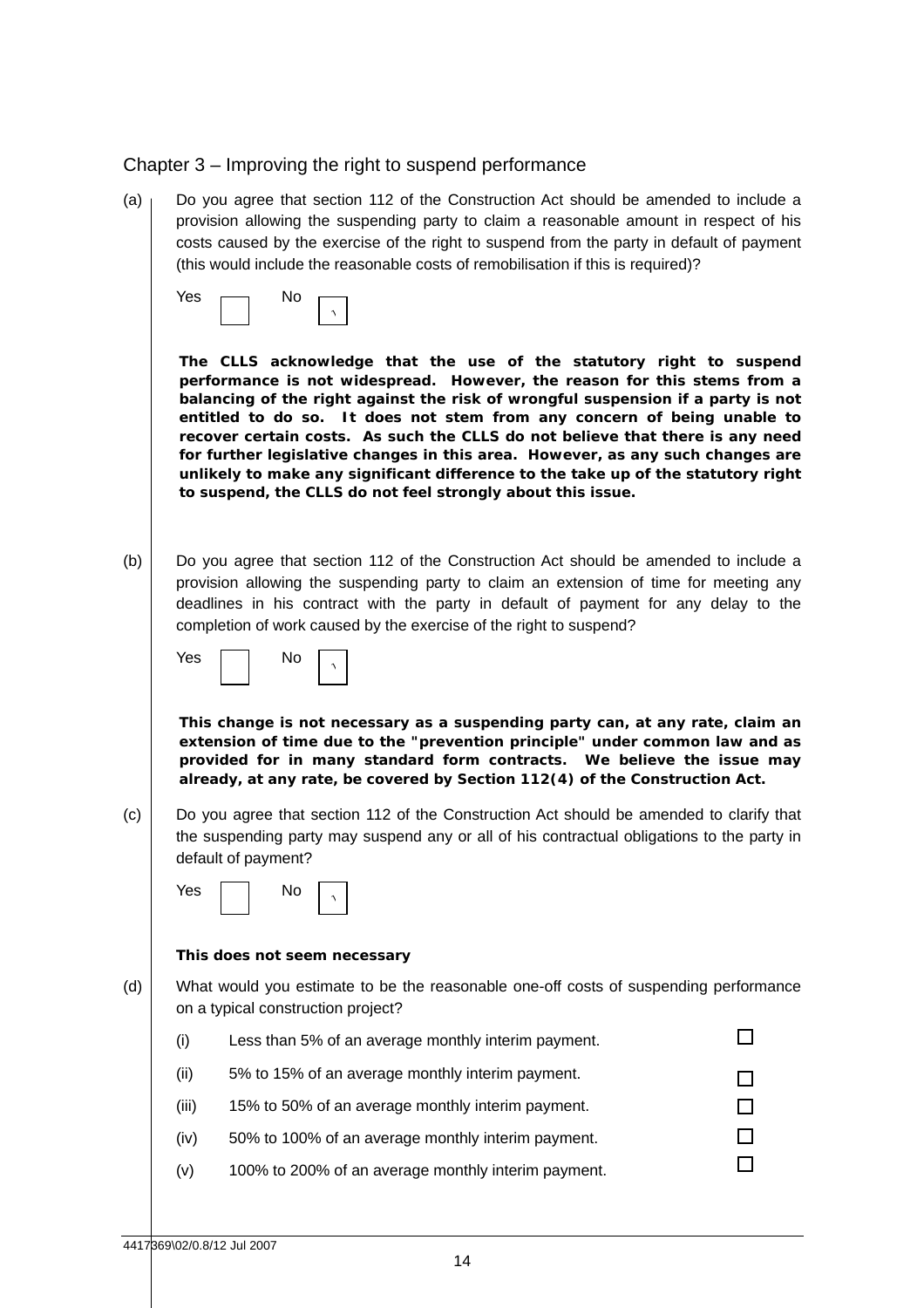## Chapter 3 – Improving the right to suspend performance

(a) Do you agree that section 112 of the Construction Act should be amended to include a provision allowing the suspending party to claim a reasonable amount in respect of his costs caused by the exercise of the right to suspend from the party in default of payment (this would include the reasonable costs of remobilisation if this is required)?

Yes ☐ No ☒

**The CLLS acknowledge that the use of the statutory right to suspend performance is not widespread. However, the reason for this stems from a balancing of the right against the risk of wrongful suspension if a party is not entitled to do so. It does not stem from any concern of being unable to recover certain costs. As such the CLLS do not believe that there is any need for further legislative changes in this area. However, as any such changes are unlikely to make any significant difference to the take up of the statutory right to suspend, the CLLS do not feel strongly about this issue.**

(b) Do you agree that section 112 of the Construction Act should be amended to include a provision allowing the suspending party to claim an extension of time for meeting any deadlines in his contract with the party in default of payment for any delay to the completion of work caused by the exercise of the right to suspend?

Yes ☐ No ☒

**This change is not necessary as a suspending party can, at any rate, claim an extension of time due to the "prevention principle" under common law and as provided for in many standard form contracts. We believe the issue may already, at any rate, be covered by Section 112(4) of the Construction Act.**

(c) Do you agree that section 112 of the Construction Act should be amended to clarify that the suspending party may suspend any or all of his contractual obligations to the party in default of payment?

Yes ☐ No ☒

**This does not seem necessary**

(d) What would you estimate to be the reasonable one-off costs of suspending performance on a typical construction project?

(i) Less than 5% of an average monthly interim payment. ☐

(ii) 5% to 15% of an average monthly interim payment. ☐

(iii) 15% to 50% of an average monthly interim payment. ☐

(iv) 50% to 100% of an average monthly interim payment. ☐

(v) 100% to 200% of an average monthly interim payment. ☐

4417369\02/0.8/12 Jul 2007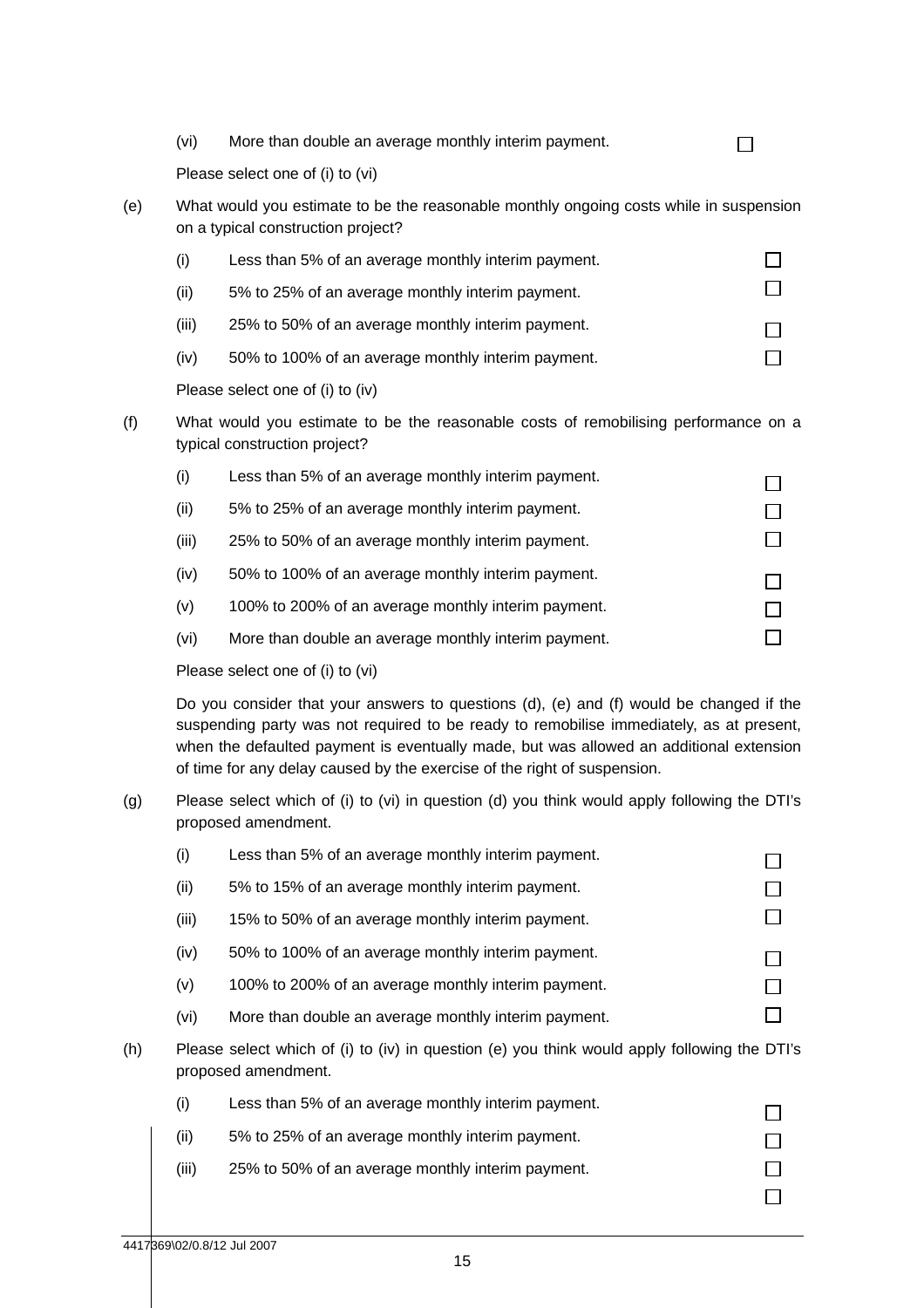(vi) More than double an average monthly interim payment. ☐

Please select one of (i) to (vi)

(e) What would you estimate to be the reasonable monthly ongoing costs while in suspension on a typical construction project?

(i) Less than 5% of an average monthly interim payment. ☐

(ii) 5% to 25% of an average monthly interim payment. ☐

(iii) 25% to 50% of an average monthly interim payment. ☐

(iv) 50% to 100% of an average monthly interim payment. ☐

Please select one of (i) to (iv)

(f) What would you estimate to be the reasonable costs of remobilising performance on a typical construction project?

(i) Less than 5% of an average monthly interim payment. ☐

(ii) 5% to 25% of an average monthly interim payment. ☐

(iii) 25% to 50% of an average monthly interim payment. ☐

(iv) 50% to 100% of an average monthly interim payment. ☐

(v) 100% to 200% of an average monthly interim payment. ☐

(vi) More than double an average monthly interim payment. ☐

Please select one of (i) to (vi)

Do you consider that your answers to questions (d), (e) and (f) would be changed if the suspending party was not required to be ready to remobilise immediately, as at present, when the defaulted payment is eventually made, but was allowed an additional extension of time for any delay caused by the exercise of the right of suspension.

(g) Please select which of (i) to (vi) in question (d) you think would apply following the DTI's proposed amendment.

(i) Less than 5% of an average monthly interim payment. ☐

(ii) 5% to 15% of an average monthly interim payment. ☐

(iii) 15% to 50% of an average monthly interim payment. ☐

(iv) 50% to 100% of an average monthly interim payment. ☐

(v) 100% to 200% of an average monthly interim payment. ☐

(vi) More than double an average monthly interim payment. ☐

(h) Please select which of (i) to (iv) in question (e) you think would apply following the DTI's proposed amendment.

(i) Less than 5% of an average monthly interim payment. ☐

(ii) 5% to 25% of an average monthly interim payment. ☐

(iii) 25% to 50% of an average monthly interim payment. ☐

☐

4417369\02/0.8/12 Jul 2007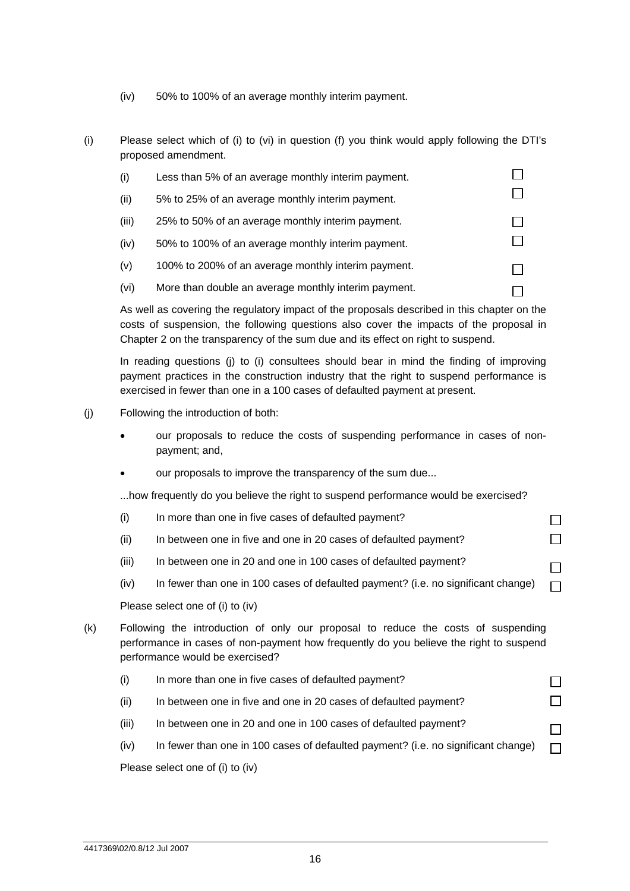(iv) 50% to 100% of an average monthly interim payment.

(i) Please select which of (i) to (vi) in question (f) you think would apply following the DTI's proposed amendment.

- (i) Less than 5% of an average monthly interim payment. ☐
- (ii) 5% to 25% of an average monthly interim payment. ☐
- (iii) 25% to 50% of an average monthly interim payment. ☐
- (iv) 50% to 100% of an average monthly interim payment. ☐
- (v) 100% to 200% of an average monthly interim payment. ☐
- (vi) More than double an average monthly interim payment. ☐

As well as covering the regulatory impact of the proposals described in this chapter on the costs of suspension, the following questions also cover the impacts of the proposal in Chapter 2 on the transparency of the sum due and its effect on right to suspend.

In reading questions (j) to (i) consultees should bear in mind the finding of improving payment practices in the construction industry that the right to suspend performance is exercised in fewer than one in a 100 cases of defaulted payment at present.

(j) Following the introduction of both:

- our proposals to reduce the costs of suspending performance in cases of non-payment; and,
- our proposals to improve the transparency of the sum due...

...how frequently do you believe the right to suspend performance would be exercised?

- (i) In more than one in five cases of defaulted payment? ☐
- (ii) In between one in five and one in 20 cases of defaulted payment? ☐
- (iii) In between one in 20 and one in 100 cases of defaulted payment? ☐
- (iv) In fewer than one in 100 cases of defaulted payment? (i.e. no significant change) ☐

Please select one of (i) to (iv)

(k) Following the introduction of only our proposal to reduce the costs of suspending performance in cases of non-payment how frequently do you believe the right to suspend performance would be exercised?

- (i) In more than one in five cases of defaulted payment? ☐
- (ii) In between one in five and one in 20 cases of defaulted payment? ☐
- (iii) In between one in 20 and one in 100 cases of defaulted payment? ☐
- (iv) In fewer than one in 100 cases of defaulted payment? (i.e. no significant change) ☐

Please select one of (i) to (iv)

4417369\02/0.8/12 Jul 2007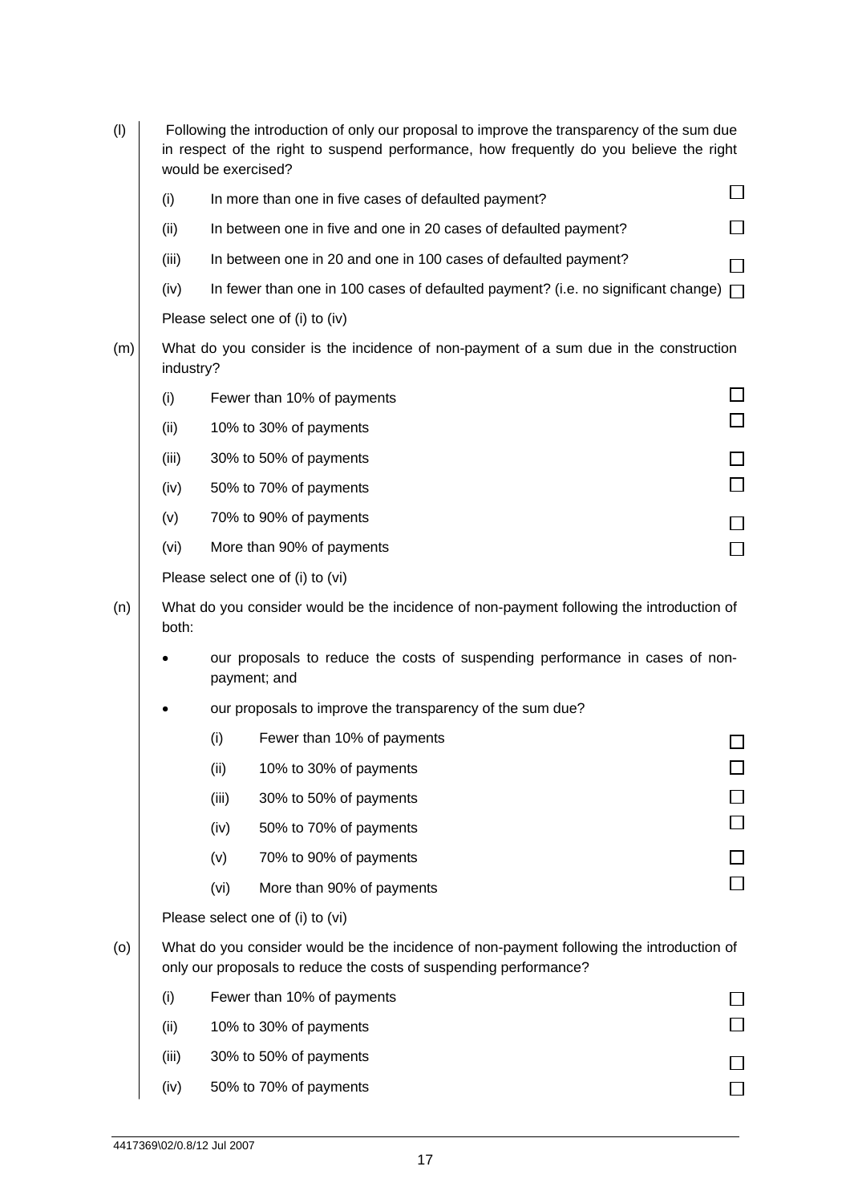(l) Following the introduction of only our proposal to improve the transparency of the sum due in respect of the right to suspend performance, how frequently do you believe the right would be exercised?

- (i) In more than one in five cases of defaulted payment? ☐
- (ii) In between one in five and one in 20 cases of defaulted payment? ☐
- (iii) In between one in 20 and one in 100 cases of defaulted payment? ☐
- (iv) In fewer than one in 100 cases of defaulted payment? (i.e. no significant change) ☐

Please select one of (i) to (iv)

(m) What do you consider is the incidence of non-payment of a sum due in the construction industry?

- (i) Fewer than 10% of payments ☐
- (ii) 10% to 30% of payments ☐
- (iii) 30% to 50% of payments ☐
- (iv) 50% to 70% of payments ☐
- (v) 70% to 90% of payments ☐
- (vi) More than 90% of payments ☐

Please select one of (i) to (vi)

(n) What do you consider would be the incidence of non-payment following the introduction of both:

- our proposals to reduce the costs of suspending performance in cases of non-payment; and
- our proposals to improve the transparency of the sum due?
  - (i) Fewer than 10% of payments ☐
  - (ii) 10% to 30% of payments ☐
  - (iii) 30% to 50% of payments ☐
  - (iv) 50% to 70% of payments ☐
  - (v) 70% to 90% of payments ☐
  - (vi) More than 90% of payments ☐

Please select one of (i) to (vi)

(o) What do you consider would be the incidence of non-payment following the introduction of only our proposals to reduce the costs of suspending performance?

- (i) Fewer than 10% of payments ☐
- (ii) 10% to 30% of payments ☐
- (iii) 30% to 50% of payments ☐
- (iv) 50% to 70% of payments ☐

4417369\02/0.8/12 Jul 2007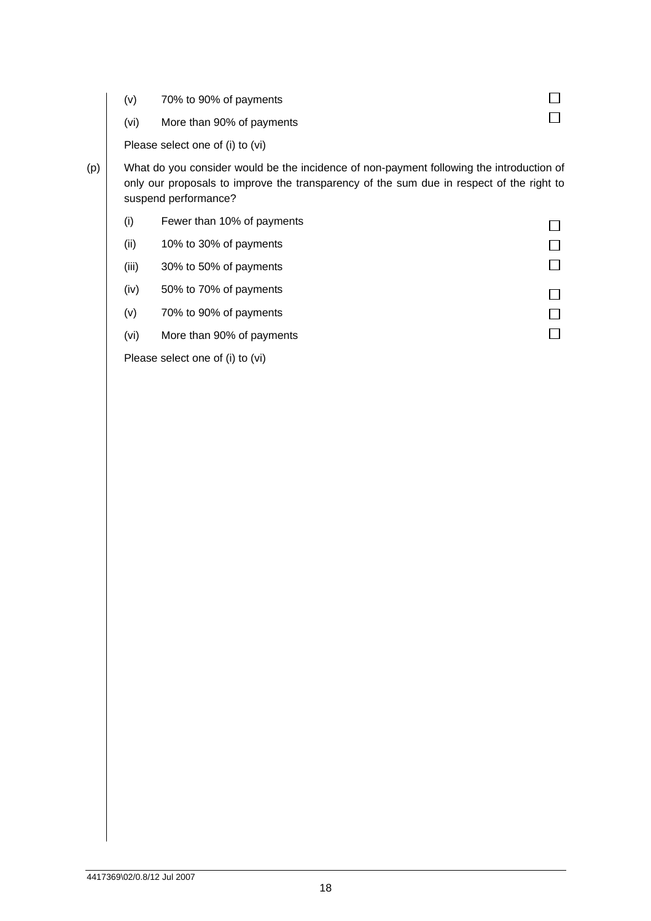(v) 70% to 90% of payments ☐

(vi) More than 90% of payments ☐

Please select one of (i) to (vi)

(p) What do you consider would be the incidence of non-payment following the introduction of only our proposals to improve the transparency of the sum due in respect of the right to suspend performance?

(i) Fewer than 10% of payments ☐

(ii) 10% to 30% of payments ☐

(iii) 30% to 50% of payments ☐

(iv) 50% to 70% of payments ☐

(v) 70% to 90% of payments ☐

(vi) More than 90% of payments ☐

Please select one of (i) to (vi)

4417369\02/0.8/12 Jul 2007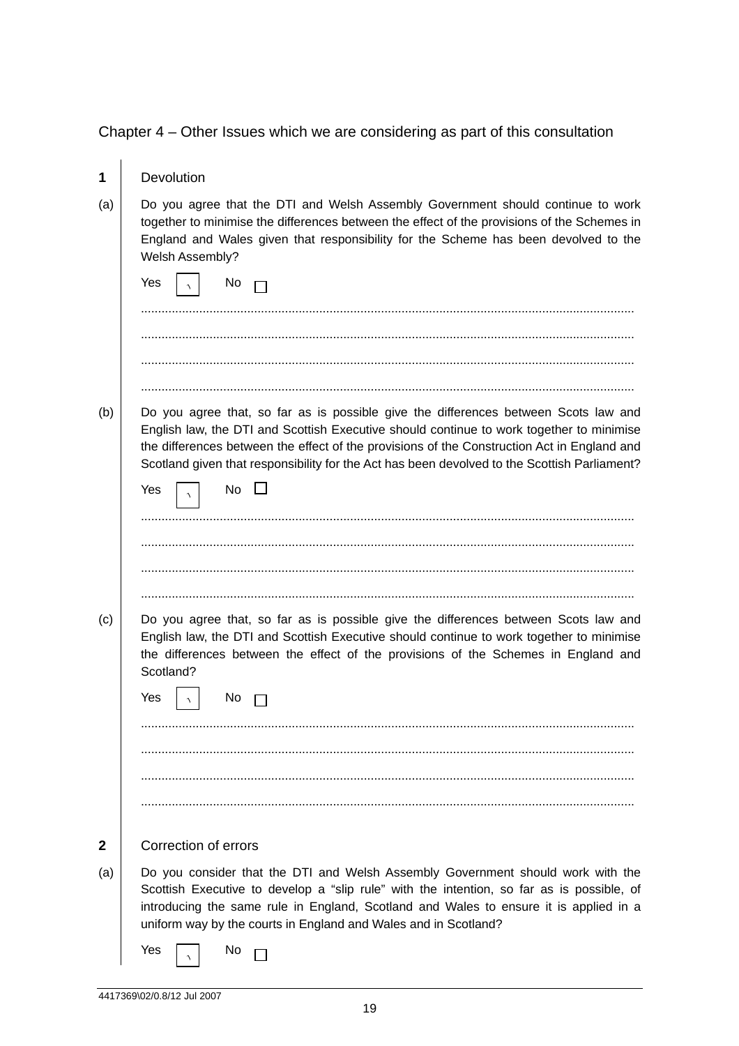## Chapter 4 – Other Issues which we are considering as part of this consultation

**1** Devolution

(a) Do you agree that the DTI and Welsh Assembly Government should continue to work together to minimise the differences between the effect of the provisions of the Schemes in England and Wales given that responsibility for the Scheme has been devolved to the Welsh Assembly?

Yes ☑ No ☐

..............................................................................................................................................

..............................................................................................................................................

..............................................................................................................................................

..............................................................................................................................................

(b) Do you agree that, so far as is possible give the differences between Scots law and English law, the DTI and Scottish Executive should continue to work together to minimise the differences between the effect of the provisions of the Construction Act in England and Scotland given that responsibility for the Act has been devolved to the Scottish Parliament?

Yes ☑ No ☐

..............................................................................................................................................

..............................................................................................................................................

..............................................................................................................................................

..............................................................................................................................................

(c) Do you agree that, so far as is possible give the differences between Scots law and English law, the DTI and Scottish Executive should continue to work together to minimise the differences between the effect of the provisions of the Schemes in England and Scotland?

Yes ☑ No ☐

..............................................................................................................................................

..............................................................................................................................................

..............................................................................................................................................

..............................................................................................................................................

**2** Correction of errors

(a) Do you consider that the DTI and Welsh Assembly Government should work with the Scottish Executive to develop a "slip rule" with the intention, so far as is possible, of introducing the same rule in England, Scotland and Wales to ensure it is applied in a uniform way by the courts in England and Wales and in Scotland?

Yes ☑ No ☐

4417369\02/0.8/12 Jul 2007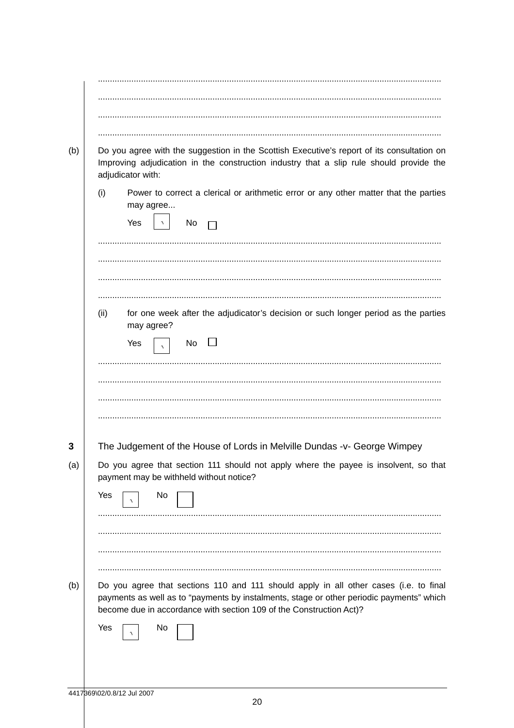..............................................................................................................................................

..............................................................................................................................................

..............................................................................................................................................

..............................................................................................................................................

(b) Do you agree with the suggestion in the Scottish Executive's report of its consultation on Improving adjudication in the construction industry that a slip rule should provide the adjudicator with:

(i) Power to correct a clerical or arithmetic error or any other matter that the parties may agree...

Yes [✓] No [ ]

..............................................................................................................................................

..............................................................................................................................................

..............................................................................................................................................

..............................................................................................................................................

(ii) for one week after the adjudicator's decision or such longer period as the parties may agree?

Yes [✓] No [ ]

..............................................................................................................................................

..............................................................................................................................................

..............................................................................................................................................

..............................................................................................................................................

**3** The Judgement of the House of Lords in Melville Dundas -v- George Wimpey

(a) Do you agree that section 111 should not apply where the payee is insolvent, so that payment may be withheld without notice?

Yes [✓] No [ ]

..............................................................................................................................................

..............................................................................................................................................

..............................................................................................................................................

..............................................................................................................................................

(b) Do you agree that sections 110 and 111 should apply in all other cases (i.e. to final payments as well as to "payments by instalments, stage or other periodic payments" which become due in accordance with section 109 of the Construction Act)?

Yes [✓] No [ ]

4417369\02/0.8/12 Jul 2007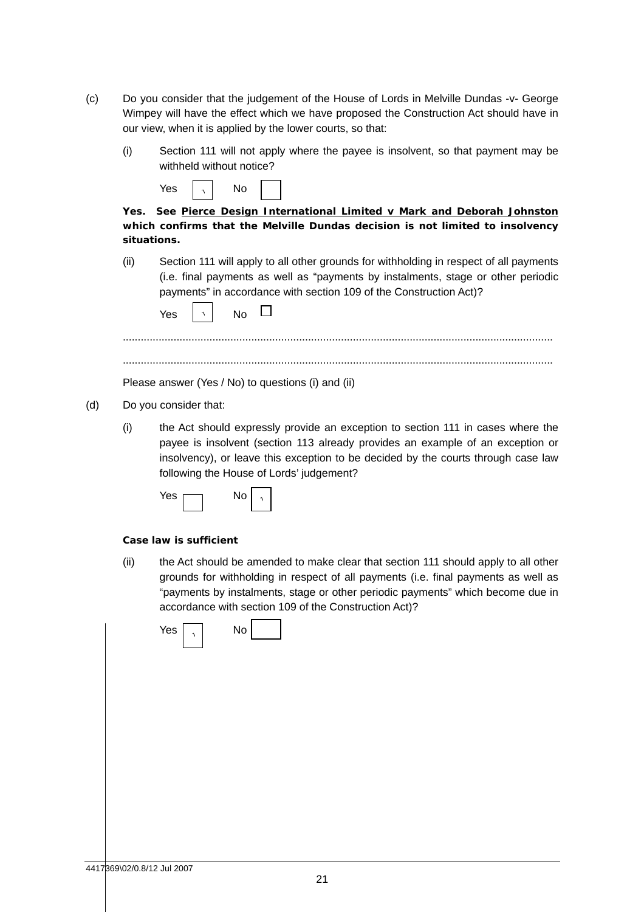(c) Do you consider that the judgement of the House of Lords in Melville Dundas -v- George Wimpey will have the effect which we have proposed the Construction Act should have in our view, when it is applied by the lower courts, so that:

(i) Section 111 will not apply where the payee is insolvent, so that payment may be withheld without notice?

Yes [√] No [ ]

**Yes. See <u>Pierce Design International Limited v Mark and Deborah Johnston</u> which confirms that the Melville Dundas decision is not limited to insolvency situations.**

(ii) Section 111 will apply to all other grounds for withholding in respect of all payments (i.e. final payments as well as "payments by instalments, stage or other periodic payments" in accordance with section 109 of the Construction Act)?

Yes [√] No [ ]

..............................................................................................................................................

..............................................................................................................................................

Please answer (Yes / No) to questions (i) and (ii)

(d) Do you consider that:

(i) the Act should expressly provide an exception to section 111 in cases where the payee is insolvent (section 113 already provides an example of an exception or insolvency), or leave this exception to be decided by the courts through case law following the House of Lords' judgement?

Yes [ ] No [√]

**Case law is sufficient**

(ii) the Act should be amended to make clear that section 111 should apply to all other grounds for withholding in respect of all payments (i.e. final payments as well as "payments by instalments, stage or other periodic payments" which become due in accordance with section 109 of the Construction Act)?

Yes [√] No [ ]